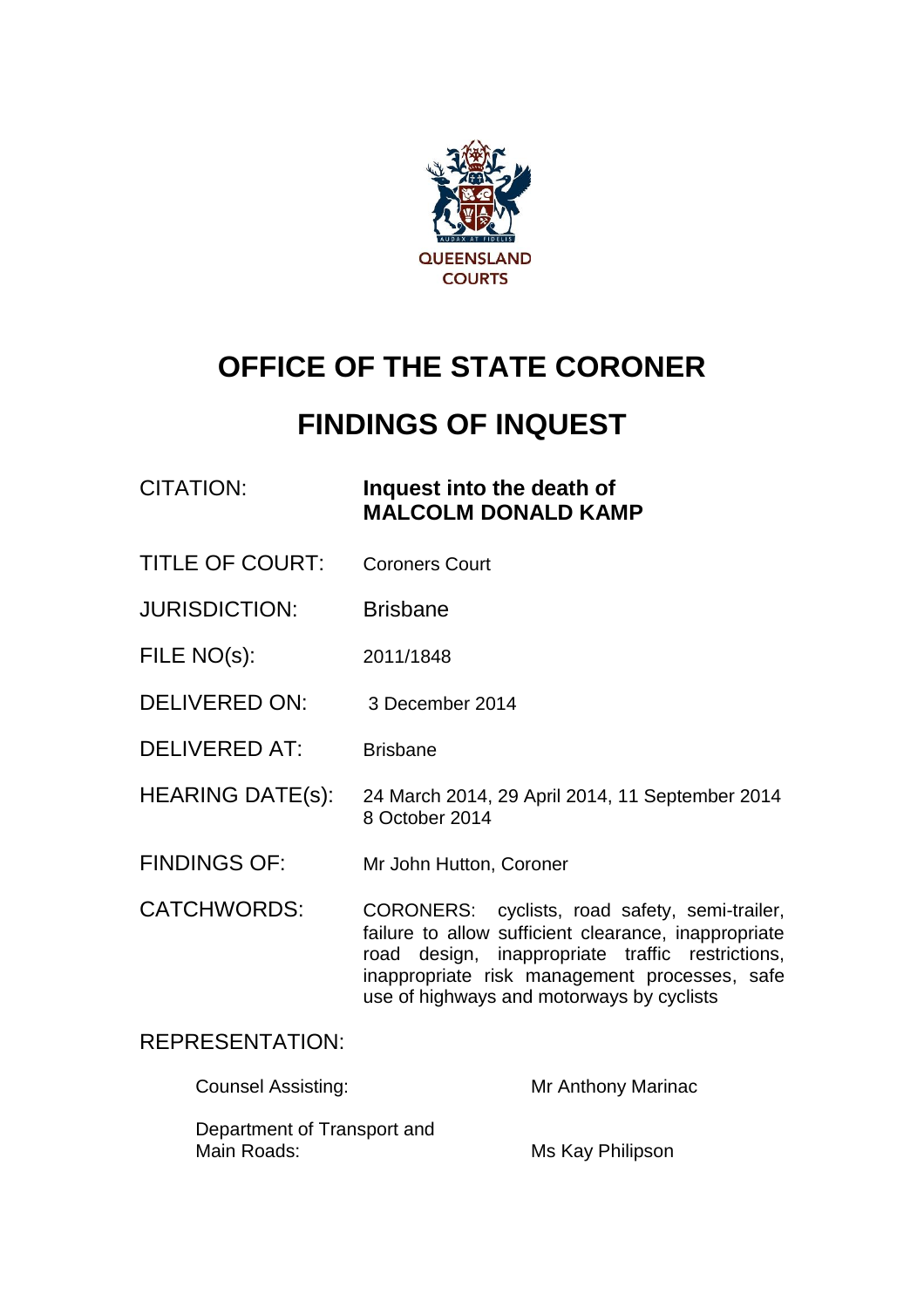QUEENSLAND COURTS

# OFFICE OF THE STATE CORONER

# FINDINGS OF INQUEST

| | |
|---|---|
| CITATION: | **Inquest into the death of MALCOLM DONALD KAMP** |
| TITLE OF COURT: | Coroners Court |
| JURISDICTION: | Brisbane |
| FILE NO(s): | 2011/1848 |
| DELIVERED ON: | 3 December 2014 |
| DELIVERED AT: | Brisbane |
| HEARING DATE(s): | 24 March 2014, 29 April 2014, 11 September 2014 8 October 2014 |
| FINDINGS OF: | Mr John Hutton, Coroner |
| CATCHWORDS: | CORONERS: cyclists, road safety, semi-trailer, failure to allow sufficient clearance, inappropriate road design, inappropriate traffic restrictions, inappropriate risk management processes, safe use of highways and motorways by cyclists |

REPRESENTATION:

| | |
|---|---|
| Counsel Assisting: | Mr Anthony Marinac |
| Department of Transport and Main Roads: | Ms Kay Philipson |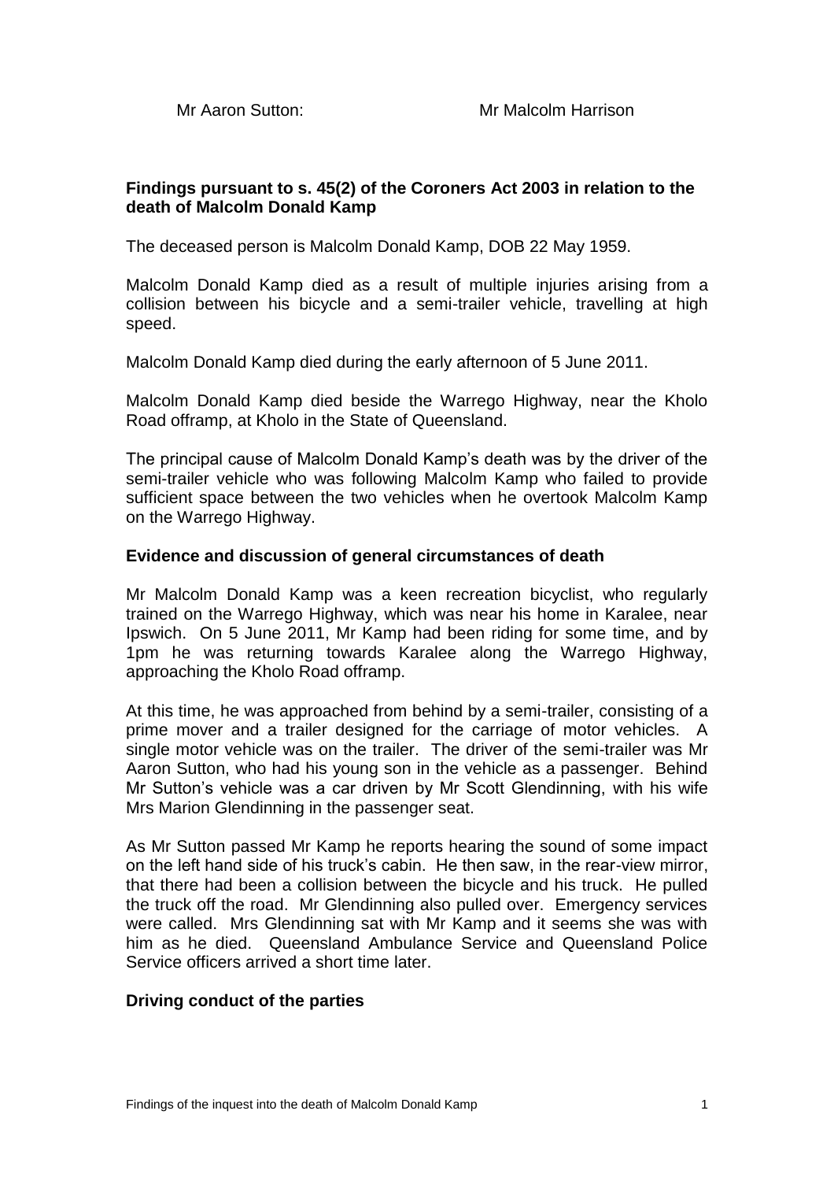Mr Aaron Sutton: Mr Malcolm Harrison

**Findings pursuant to s. 45(2) of the Coroners Act 2003 in relation to the death of Malcolm Donald Kamp**

The deceased person is Malcolm Donald Kamp, DOB 22 May 1959.

Malcolm Donald Kamp died as a result of multiple injuries arising from a collision between his bicycle and a semi-trailer vehicle, travelling at high speed.

Malcolm Donald Kamp died during the early afternoon of 5 June 2011.

Malcolm Donald Kamp died beside the Warrego Highway, near the Kholo Road offramp, at Kholo in the State of Queensland.

The principal cause of Malcolm Donald Kamp's death was by the driver of the semi-trailer vehicle who was following Malcolm Kamp who failed to provide sufficient space between the two vehicles when he overtook Malcolm Kamp on the Warrego Highway.

## Evidence and discussion of general circumstances of death

Mr Malcolm Donald Kamp was a keen recreation bicyclist, who regularly trained on the Warrego Highway, which was near his home in Karalee, near Ipswich. On 5 June 2011, Mr Kamp had been riding for some time, and by 1pm he was returning towards Karalee along the Warrego Highway, approaching the Kholo Road offramp.

At this time, he was approached from behind by a semi-trailer, consisting of a prime mover and a trailer designed for the carriage of motor vehicles. A single motor vehicle was on the trailer. The driver of the semi-trailer was Mr Aaron Sutton, who had his young son in the vehicle as a passenger. Behind Mr Sutton's vehicle was a car driven by Mr Scott Glendinning, with his wife Mrs Marion Glendinning in the passenger seat.

As Mr Sutton passed Mr Kamp he reports hearing the sound of some impact on the left hand side of his truck's cabin. He then saw, in the rear-view mirror, that there had been a collision between the bicycle and his truck. He pulled the truck off the road. Mr Glendinning also pulled over. Emergency services were called. Mrs Glendinning sat with Mr Kamp and it seems she was with him as he died. Queensland Ambulance Service and Queensland Police Service officers arrived a short time later.

## Driving conduct of the parties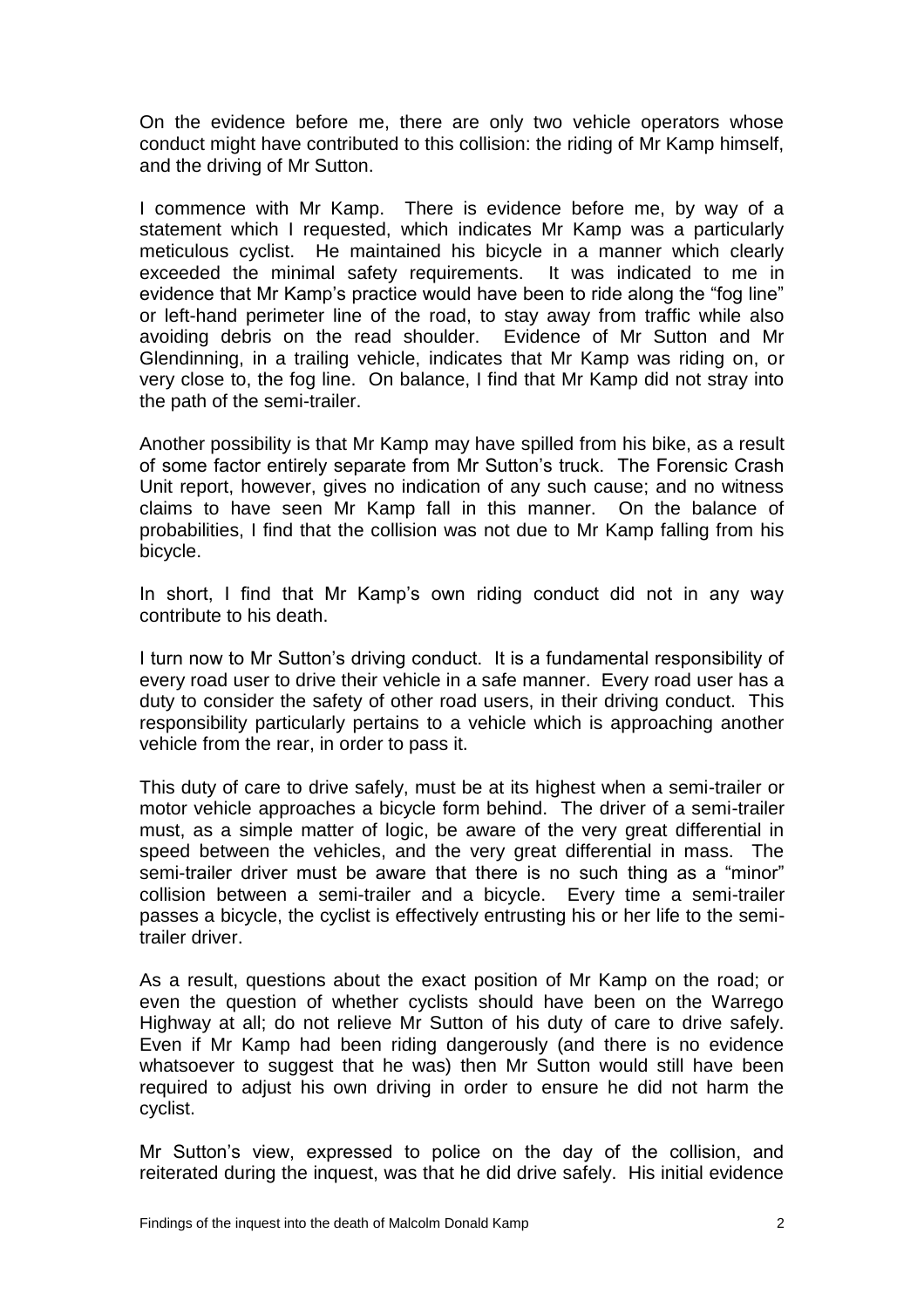On the evidence before me, there are only two vehicle operators whose conduct might have contributed to this collision: the riding of Mr Kamp himself, and the driving of Mr Sutton.

I commence with Mr Kamp. There is evidence before me, by way of a statement which I requested, which indicates Mr Kamp was a particularly meticulous cyclist. He maintained his bicycle in a manner which clearly exceeded the minimal safety requirements. It was indicated to me in evidence that Mr Kamp's practice would have been to ride along the "fog line" or left-hand perimeter line of the road, to stay away from traffic while also avoiding debris on the read shoulder. Evidence of Mr Sutton and Mr Glendinning, in a trailing vehicle, indicates that Mr Kamp was riding on, or very close to, the fog line. On balance, I find that Mr Kamp did not stray into the path of the semi-trailer.

Another possibility is that Mr Kamp may have spilled from his bike, as a result of some factor entirely separate from Mr Sutton's truck. The Forensic Crash Unit report, however, gives no indication of any such cause; and no witness claims to have seen Mr Kamp fall in this manner. On the balance of probabilities, I find that the collision was not due to Mr Kamp falling from his bicycle.

In short, I find that Mr Kamp's own riding conduct did not in any way contribute to his death.

I turn now to Mr Sutton's driving conduct. It is a fundamental responsibility of every road user to drive their vehicle in a safe manner. Every road user has a duty to consider the safety of other road users, in their driving conduct. This responsibility particularly pertains to a vehicle which is approaching another vehicle from the rear, in order to pass it.

This duty of care to drive safely, must be at its highest when a semi-trailer or motor vehicle approaches a bicycle form behind. The driver of a semi-trailer must, as a simple matter of logic, be aware of the very great differential in speed between the vehicles, and the very great differential in mass. The semi-trailer driver must be aware that there is no such thing as a "minor" collision between a semi-trailer and a bicycle. Every time a semi-trailer passes a bicycle, the cyclist is effectively entrusting his or her life to the semi-trailer driver.

As a result, questions about the exact position of Mr Kamp on the road; or even the question of whether cyclists should have been on the Warrego Highway at all; do not relieve Mr Sutton of his duty of care to drive safely. Even if Mr Kamp had been riding dangerously (and there is no evidence whatsoever to suggest that he was) then Mr Sutton would still have been required to adjust his own driving in order to ensure he did not harm the cyclist.

Mr Sutton's view, expressed to police on the day of the collision, and reiterated during the inquest, was that he did drive safely. His initial evidence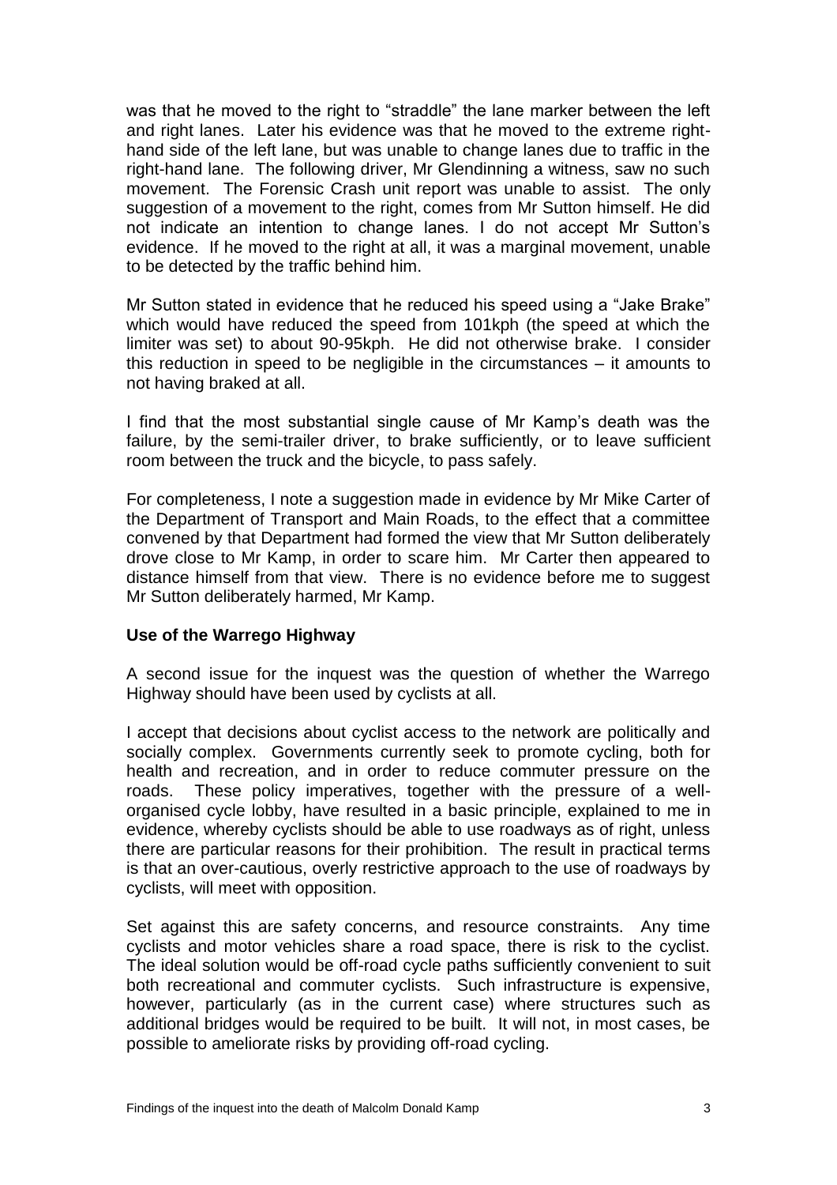was that he moved to the right to "straddle" the lane marker between the left and right lanes. Later his evidence was that he moved to the extreme right-hand side of the left lane, but was unable to change lanes due to traffic in the right-hand lane. The following driver, Mr Glendinning a witness, saw no such movement. The Forensic Crash unit report was unable to assist. The only suggestion of a movement to the right, comes from Mr Sutton himself. He did not indicate an intention to change lanes. I do not accept Mr Sutton's evidence. If he moved to the right at all, it was a marginal movement, unable to be detected by the traffic behind him.

Mr Sutton stated in evidence that he reduced his speed using a "Jake Brake" which would have reduced the speed from 101kph (the speed at which the limiter was set) to about 90-95kph. He did not otherwise brake. I consider this reduction in speed to be negligible in the circumstances – it amounts to not having braked at all.

I find that the most substantial single cause of Mr Kamp's death was the failure, by the semi-trailer driver, to brake sufficiently, or to leave sufficient room between the truck and the bicycle, to pass safely.

For completeness, I note a suggestion made in evidence by Mr Mike Carter of the Department of Transport and Main Roads, to the effect that a committee convened by that Department had formed the view that Mr Sutton deliberately drove close to Mr Kamp, in order to scare him. Mr Carter then appeared to distance himself from that view. There is no evidence before me to suggest Mr Sutton deliberately harmed, Mr Kamp.

## Use of the Warrego Highway

A second issue for the inquest was the question of whether the Warrego Highway should have been used by cyclists at all.

I accept that decisions about cyclist access to the network are politically and socially complex. Governments currently seek to promote cycling, both for health and recreation, and in order to reduce commuter pressure on the roads. These policy imperatives, together with the pressure of a well-organised cycle lobby, have resulted in a basic principle, explained to me in evidence, whereby cyclists should be able to use roadways as of right, unless there are particular reasons for their prohibition. The result in practical terms is that an over-cautious, overly restrictive approach to the use of roadways by cyclists, will meet with opposition.

Set against this are safety concerns, and resource constraints. Any time cyclists and motor vehicles share a road space, there is risk to the cyclist. The ideal solution would be off-road cycle paths sufficiently convenient to suit both recreational and commuter cyclists. Such infrastructure is expensive, however, particularly (as in the current case) where structures such as additional bridges would be required to be built. It will not, in most cases, be possible to ameliorate risks by providing off-road cycling.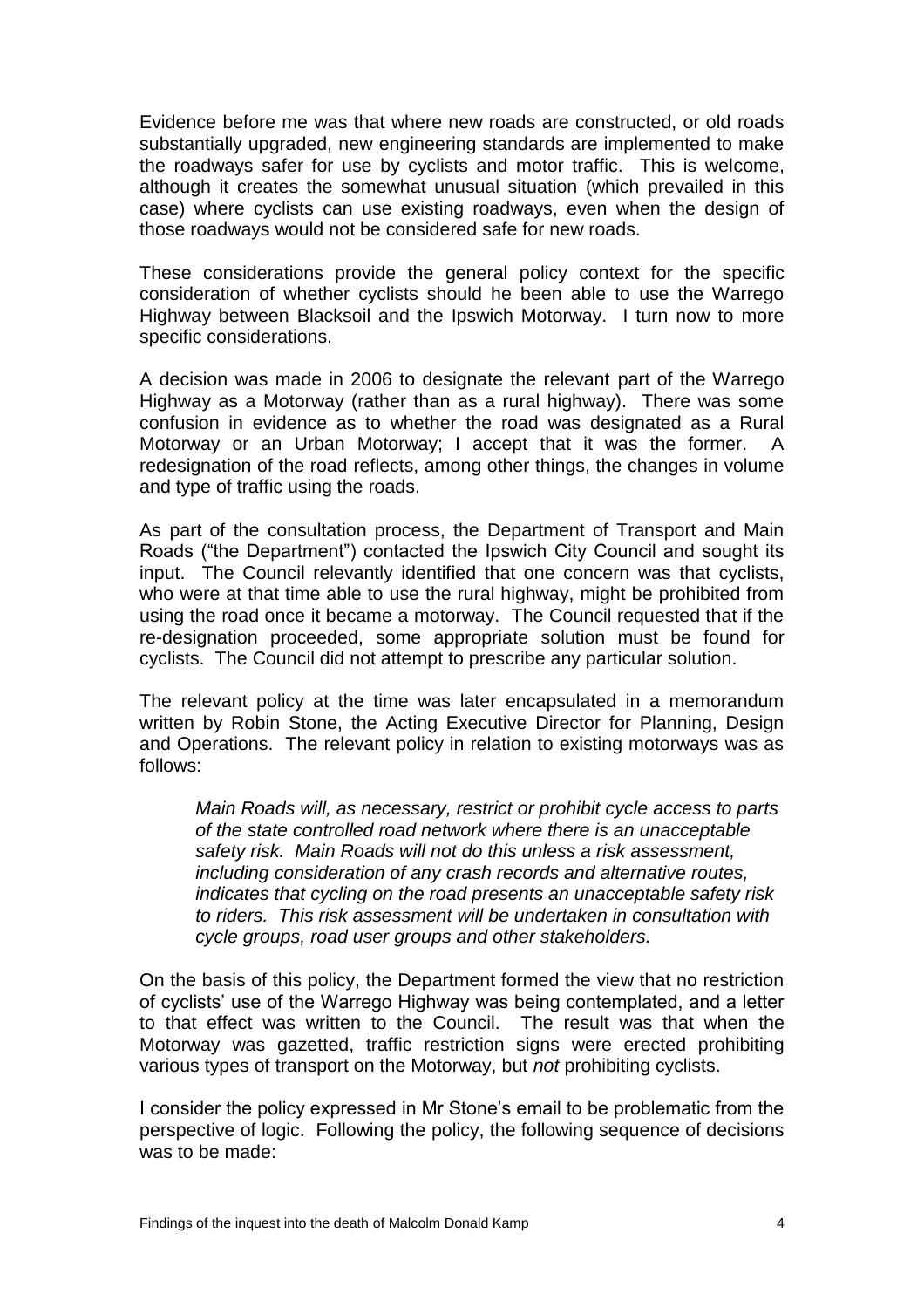Evidence before me was that where new roads are constructed, or old roads substantially upgraded, new engineering standards are implemented to make the roadways safer for use by cyclists and motor traffic. This is welcome, although it creates the somewhat unusual situation (which prevailed in this case) where cyclists can use existing roadways, even when the design of those roadways would not be considered safe for new roads.

These considerations provide the general policy context for the specific consideration of whether cyclists should he been able to use the Warrego Highway between Blacksoil and the Ipswich Motorway. I turn now to more specific considerations.

A decision was made in 2006 to designate the relevant part of the Warrego Highway as a Motorway (rather than as a rural highway). There was some confusion in evidence as to whether the road was designated as a Rural Motorway or an Urban Motorway; I accept that it was the former. A redesignation of the road reflects, among other things, the changes in volume and type of traffic using the roads.

As part of the consultation process, the Department of Transport and Main Roads ("the Department") contacted the Ipswich City Council and sought its input. The Council relevantly identified that one concern was that cyclists, who were at that time able to use the rural highway, might be prohibited from using the road once it became a motorway. The Council requested that if the re-designation proceeded, some appropriate solution must be found for cyclists. The Council did not attempt to prescribe any particular solution.

The relevant policy at the time was later encapsulated in a memorandum written by Robin Stone, the Acting Executive Director for Planning, Design and Operations. The relevant policy in relation to existing motorways was as follows:

> *Main Roads will, as necessary, restrict or prohibit cycle access to parts of the state controlled road network where there is an unacceptable safety risk. Main Roads will not do this unless a risk assessment, including consideration of any crash records and alternative routes, indicates that cycling on the road presents an unacceptable safety risk to riders. This risk assessment will be undertaken in consultation with cycle groups, road user groups and other stakeholders.*

On the basis of this policy, the Department formed the view that no restriction of cyclists' use of the Warrego Highway was being contemplated, and a letter to that effect was written to the Council. The result was that when the Motorway was gazetted, traffic restriction signs were erected prohibiting various types of transport on the Motorway, but *not* prohibiting cyclists.

I consider the policy expressed in Mr Stone's email to be problematic from the perspective of logic. Following the policy, the following sequence of decisions was to be made: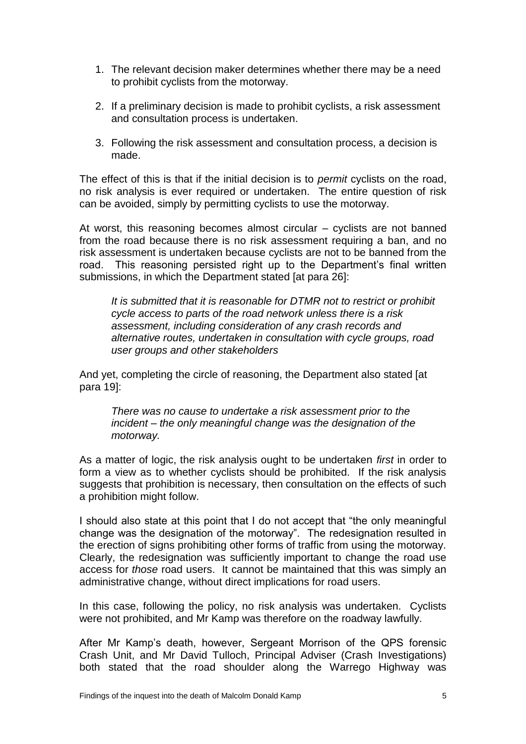1. The relevant decision maker determines whether there may be a need to prohibit cyclists from the motorway.

2. If a preliminary decision is made to prohibit cyclists, a risk assessment and consultation process is undertaken.

3. Following the risk assessment and consultation process, a decision is made.

The effect of this is that if the initial decision is to *permit* cyclists on the road, no risk analysis is ever required or undertaken. The entire question of risk can be avoided, simply by permitting cyclists to use the motorway.

At worst, this reasoning becomes almost circular – cyclists are not banned from the road because there is no risk assessment requiring a ban, and no risk assessment is undertaken because cyclists are not to be banned from the road. This reasoning persisted right up to the Department's final written submissions, in which the Department stated [at para 26]:

> *It is submitted that it is reasonable for DTMR not to restrict or prohibit cycle access to parts of the road network unless there is a risk assessment, including consideration of any crash records and alternative routes, undertaken in consultation with cycle groups, road user groups and other stakeholders*

And yet, completing the circle of reasoning, the Department also stated [at para 19]:

> *There was no cause to undertake a risk assessment prior to the incident – the only meaningful change was the designation of the motorway.*

As a matter of logic, the risk analysis ought to be undertaken *first* in order to form a view as to whether cyclists should be prohibited. If the risk analysis suggests that prohibition is necessary, then consultation on the effects of such a prohibition might follow.

I should also state at this point that I do not accept that "the only meaningful change was the designation of the motorway". The redesignation resulted in the erection of signs prohibiting other forms of traffic from using the motorway. Clearly, the redesignation was sufficiently important to change the road use access for *those* road users. It cannot be maintained that this was simply an administrative change, without direct implications for road users.

In this case, following the policy, no risk analysis was undertaken. Cyclists were not prohibited, and Mr Kamp was therefore on the roadway lawfully.

After Mr Kamp's death, however, Sergeant Morrison of the QPS forensic Crash Unit, and Mr David Tulloch, Principal Adviser (Crash Investigations) both stated that the road shoulder along the Warrego Highway was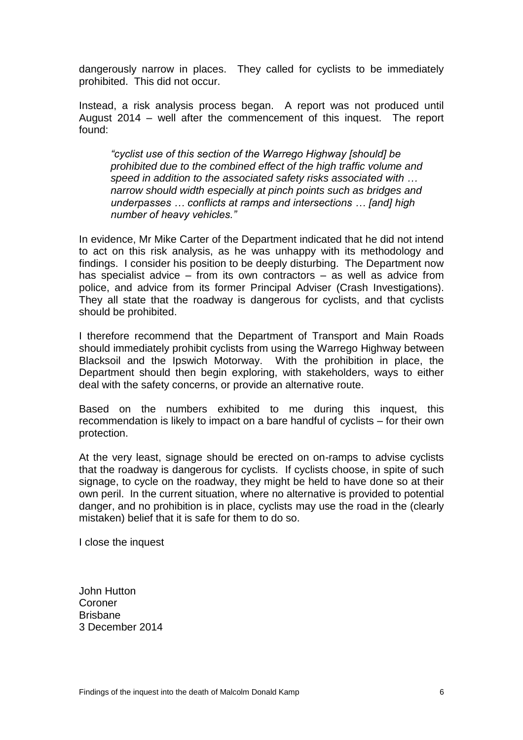dangerously narrow in places. They called for cyclists to be immediately prohibited. This did not occur.

Instead, a risk analysis process began. A report was not produced until August 2014 – well after the commencement of this inquest. The report found:

> *"cyclist use of this section of the Warrego Highway [should] be prohibited due to the combined effect of the high traffic volume and speed in addition to the associated safety risks associated with … narrow should width especially at pinch points such as bridges and underpasses … conflicts at ramps and intersections … [and] high number of heavy vehicles."*

In evidence, Mr Mike Carter of the Department indicated that he did not intend to act on this risk analysis, as he was unhappy with its methodology and findings. I consider his position to be deeply disturbing. The Department now has specialist advice – from its own contractors – as well as advice from police, and advice from its former Principal Adviser (Crash Investigations). They all state that the roadway is dangerous for cyclists, and that cyclists should be prohibited.

I therefore recommend that the Department of Transport and Main Roads should immediately prohibit cyclists from using the Warrego Highway between Blacksoil and the Ipswich Motorway. With the prohibition in place, the Department should then begin exploring, with stakeholders, ways to either deal with the safety concerns, or provide an alternative route.

Based on the numbers exhibited to me during this inquest, this recommendation is likely to impact on a bare handful of cyclists – for their own protection.

At the very least, signage should be erected on on-ramps to advise cyclists that the roadway is dangerous for cyclists. If cyclists choose, in spite of such signage, to cycle on the roadway, they might be held to have done so at their own peril. In the current situation, where no alternative is provided to potential danger, and no prohibition is in place, cyclists may use the road in the (clearly mistaken) belief that it is safe for them to do so.

I close the inquest

John Hutton
Coroner
Brisbane
3 December 2014